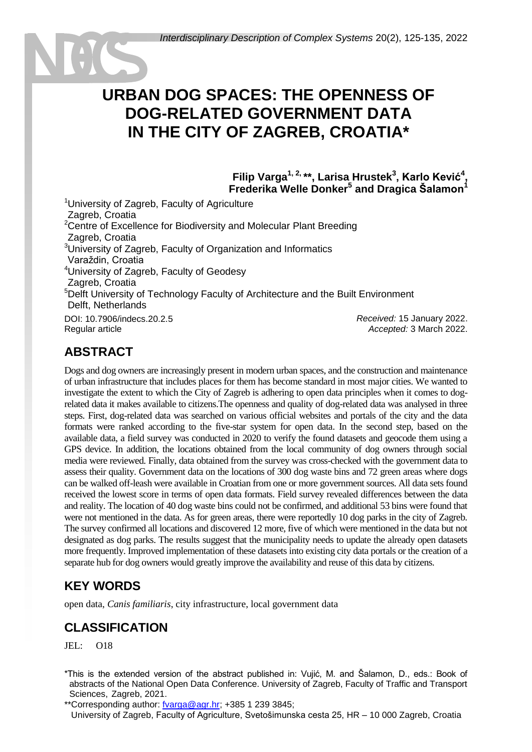# URBAN DOG SPACES: THE OPENNESS OF DOG-RELATED GOVERNMENT DATA IN THE CITY OF ZAGREB, CROATIA*

**Filip Varga[1, 2,] \*\*, Larisa Hrustek[3], Karlo Kević[4], Frederika Welle Donker[5] and Dragica Šalamon[1]**

[1]University of Zagreb, Faculty of Agriculture
Zagreb, Croatia
[2]Centre of Excellence for Biodiversity and Molecular Plant Breeding
Zagreb, Croatia
[3]University of Zagreb, Faculty of Organization and Informatics
Varaždin, Croatia
[4]University of Zagreb, Faculty of Geodesy
Zagreb, Croatia
[5]Delft University of Technology Faculty of Architecture and the Built Environment
Delft, Netherlands

DOI: 10.7906/indecs.20.2.5
Regular article

*Received:* 15 January 2022.
*Accepted:* 3 March 2022.

## ABSTRACT

Dogs and dog owners are increasingly present in modern urban spaces, and the construction and maintenance of urban infrastructure that includes places for them has become standard in most major cities. We wanted to investigate the extent to which the City of Zagreb is adhering to open data principles when it comes to dog-related data it makes available to citizens.The openness and quality of dog-related data was analysed in three steps. First, dog-related data was searched on various official websites and portals of the city and the data formats were ranked according to the five-star system for open data. In the second step, based on the available data, a field survey was conducted in 2020 to verify the found datasets and geocode them using a GPS device. In addition, the locations obtained from the local community of dog owners through social media were reviewed. Finally, data obtained from the survey was cross-checked with the government data to assess their quality. Government data on the locations of 300 dog waste bins and 72 green areas where dogs can be walked off-leash were available in Croatian from one or more government sources. All data sets found received the lowest score in terms of open data formats. Field survey revealed differences between the data and reality. The location of 40 dog waste bins could not be confirmed, and additional 53 bins were found that were not mentioned in the data. As for green areas, there were reportedly 10 dog parks in the city of Zagreb. The survey confirmed all locations and discovered 12 more, five of which were mentioned in the data but not designated as dog parks. The results suggest that the municipality needs to update the already open datasets more frequently. Improved implementation of these datasets into existing city data portals or the creation of a separate hub for dog owners would greatly improve the availability and reuse of this data by citizens.

## KEY WORDS

open data, *Canis familiaris*, city infrastructure, local government data

## CLASSIFICATION

JEL: O18

---

*This is the extended version of the abstract published in: Vujić, M. and Šalamon, D., eds.: Book of abstracts of the National Open Data Conference. University of Zagreb, Faculty of Traffic and Transport Sciences, Zagreb, 2021.

**Corresponding author: fvarga@agr.hr; +385 1 239 3845;
University of Zagreb, Faculty of Agriculture, Svetošimunska cesta 25, HR – 10 000 Zagreb, Croatia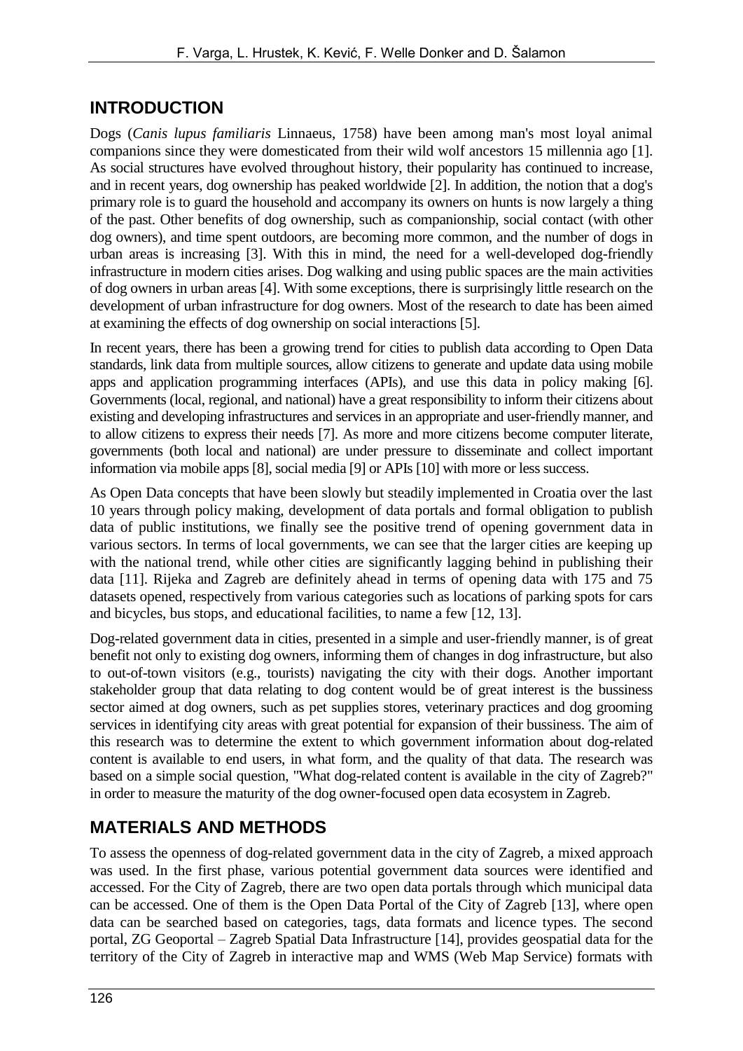## INTRODUCTION

Dogs (*Canis lupus familiaris* Linnaeus, 1758) have been among man's most loyal animal companions since they were domesticated from their wild wolf ancestors 15 millennia ago [1]. As social structures have evolved throughout history, their popularity has continued to increase, and in recent years, dog ownership has peaked worldwide [2]. In addition, the notion that a dog's primary role is to guard the household and accompany its owners on hunts is now largely a thing of the past. Other benefits of dog ownership, such as companionship, social contact (with other dog owners), and time spent outdoors, are becoming more common, and the number of dogs in urban areas is increasing [3]. With this in mind, the need for a well-developed dog-friendly infrastructure in modern cities arises. Dog walking and using public spaces are the main activities of dog owners in urban areas [4]. With some exceptions, there is surprisingly little research on the development of urban infrastructure for dog owners. Most of the research to date has been aimed at examining the effects of dog ownership on social interactions [5].

In recent years, there has been a growing trend for cities to publish data according to Open Data standards, link data from multiple sources, allow citizens to generate and update data using mobile apps and application programming interfaces (APIs), and use this data in policy making [6]. Governments (local, regional, and national) have a great responsibility to inform their citizens about existing and developing infrastructures and services in an appropriate and user-friendly manner, and to allow citizens to express their needs [7]. As more and more citizens become computer literate, governments (both local and national) are under pressure to disseminate and collect important information via mobile apps [8], social media [9] or APIs [10] with more or less success.

As Open Data concepts that have been slowly but steadily implemented in Croatia over the last 10 years through policy making, development of data portals and formal obligation to publish data of public institutions, we finally see the positive trend of opening government data in various sectors. In terms of local governments, we can see that the larger cities are keeping up with the national trend, while other cities are significantly lagging behind in publishing their data [11]. Rijeka and Zagreb are definitely ahead in terms of opening data with 175 and 75 datasets opened, respectively from various categories such as locations of parking spots for cars and bicycles, bus stops, and educational facilities, to name a few [12, 13].

Dog-related government data in cities, presented in a simple and user-friendly manner, is of great benefit not only to existing dog owners, informing them of changes in dog infrastructure, but also to out-of-town visitors (e.g., tourists) navigating the city with their dogs. Another important stakeholder group that data relating to dog content would be of great interest is the bussiness sector aimed at dog owners, such as pet supplies stores, veterinary practices and dog grooming services in identifying city areas with great potential for expansion of their bussiness. The aim of this research was to determine the extent to which government information about dog-related content is available to end users, in what form, and the quality of that data. The research was based on a simple social question, "What dog-related content is available in the city of Zagreb?" in order to measure the maturity of the dog owner-focused open data ecosystem in Zagreb.

## MATERIALS AND METHODS

To assess the openness of dog-related government data in the city of Zagreb, a mixed approach was used. In the first phase, various potential government data sources were identified and accessed. For the City of Zagreb, there are two open data portals through which municipal data can be accessed. One of them is the Open Data Portal of the City of Zagreb [13], where open data can be searched based on categories, tags, data formats and licence types. The second portal, ZG Geoportal – Zagreb Spatial Data Infrastructure [14], provides geospatial data for the territory of the City of Zagreb in interactive map and WMS (Web Map Service) formats with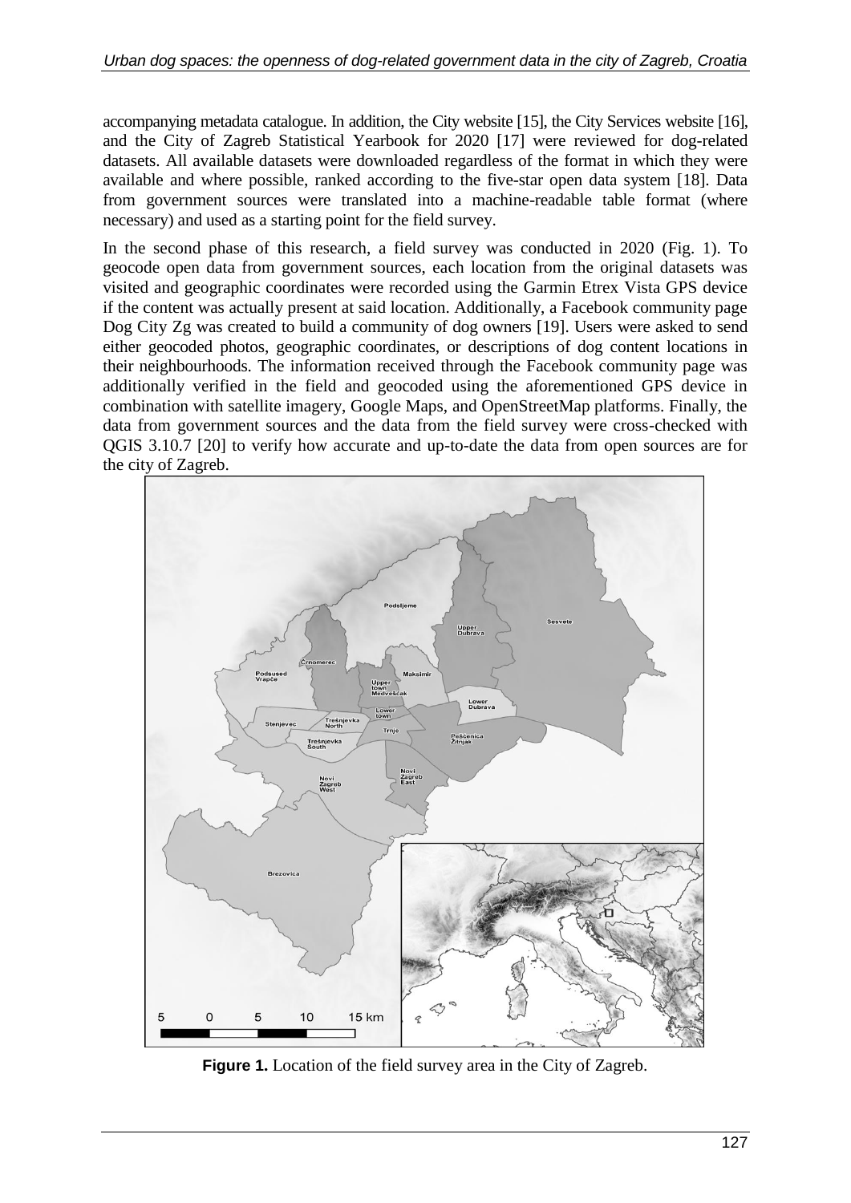accompanying metadata catalogue. In addition, the City website [15], the City Services website [16], and the City of Zagreb Statistical Yearbook for 2020 [17] were reviewed for dog-related datasets. All available datasets were downloaded regardless of the format in which they were available and where possible, ranked according to the five-star open data system [18]. Data from government sources were translated into a machine-readable table format (where necessary) and used as a starting point for the field survey.

In the second phase of this research, a field survey was conducted in 2020 (Fig. 1). To geocode open data from government sources, each location from the original datasets was visited and geographic coordinates were recorded using the Garmin Etrex Vista GPS device if the content was actually present at said location. Additionally, a Facebook community page Dog City Zg was created to build a community of dog owners [19]. Users were asked to send either geocoded photos, geographic coordinates, or descriptions of dog content locations in their neighbourhoods. The information received through the Facebook community page was additionally verified in the field and geocoded using the aforementioned GPS device in combination with satellite imagery, Google Maps, and OpenStreetMap platforms. Finally, the data from government sources and the data from the field survey were cross-checked with QGIS 3.10.7 [20] to verify how accurate and up-to-date the data from open sources are for the city of Zagreb.

**Figure 1.** Location of the field survey area in the City of Zagreb.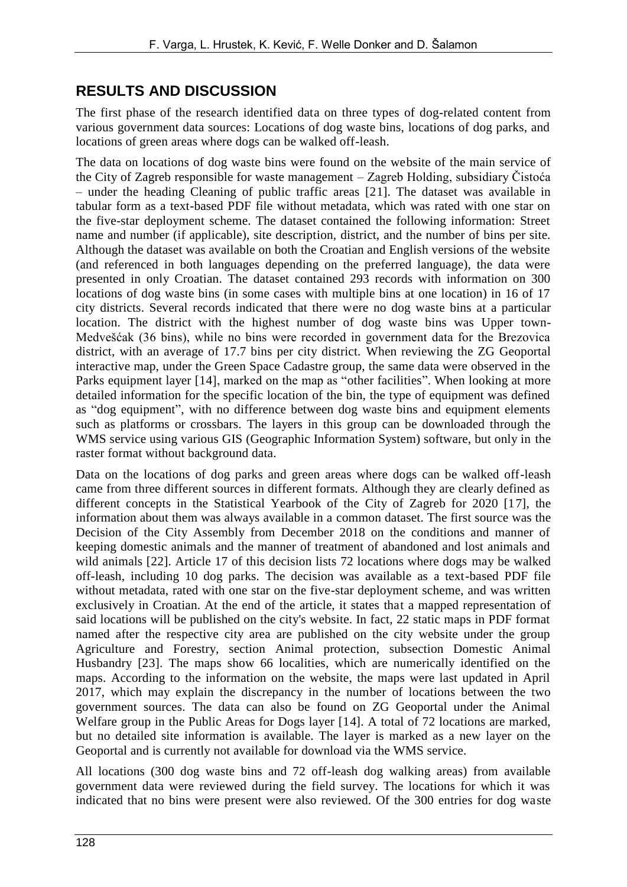## RESULTS AND DISCUSSION

The first phase of the research identified data on three types of dog-related content from various government data sources: Locations of dog waste bins, locations of dog parks, and locations of green areas where dogs can be walked off-leash.

The data on locations of dog waste bins were found on the website of the main service of the City of Zagreb responsible for waste management – Zagreb Holding, subsidiary Čistoća – under the heading Cleaning of public traffic areas [21]. The dataset was available in tabular form as a text-based PDF file without metadata, which was rated with one star on the five-star deployment scheme. The dataset contained the following information: Street name and number (if applicable), site description, district, and the number of bins per site. Although the dataset was available on both the Croatian and English versions of the website (and referenced in both languages depending on the preferred language), the data were presented in only Croatian. The dataset contained 293 records with information on 300 locations of dog waste bins (in some cases with multiple bins at one location) in 16 of 17 city districts. Several records indicated that there were no dog waste bins at a particular location. The district with the highest number of dog waste bins was Upper town-Medvešćak (36 bins), while no bins were recorded in government data for the Brezovica district, with an average of 17.7 bins per city district. When reviewing the ZG Geoportal interactive map, under the Green Space Cadastre group, the same data were observed in the Parks equipment layer [14], marked on the map as "other facilities". When looking at more detailed information for the specific location of the bin, the type of equipment was defined as "dog equipment", with no difference between dog waste bins and equipment elements such as platforms or crossbars. The layers in this group can be downloaded through the WMS service using various GIS (Geographic Information System) software, but only in the raster format without background data.

Data on the locations of dog parks and green areas where dogs can be walked off-leash came from three different sources in different formats. Although they are clearly defined as different concepts in the Statistical Yearbook of the City of Zagreb for 2020 [17], the information about them was always available in a common dataset. The first source was the Decision of the City Assembly from December 2018 on the conditions and manner of keeping domestic animals and the manner of treatment of abandoned and lost animals and wild animals [22]. Article 17 of this decision lists 72 locations where dogs may be walked off-leash, including 10 dog parks. The decision was available as a text-based PDF file without metadata, rated with one star on the five-star deployment scheme, and was written exclusively in Croatian. At the end of the article, it states that a mapped representation of said locations will be published on the city's website. In fact, 22 static maps in PDF format named after the respective city area are published on the city website under the group Agriculture and Forestry, section Animal protection, subsection Domestic Animal Husbandry [23]. The maps show 66 localities, which are numerically identified on the maps. According to the information on the website, the maps were last updated in April 2017, which may explain the discrepancy in the number of locations between the two government sources. The data can also be found on ZG Geoportal under the Animal Welfare group in the Public Areas for Dogs layer [14]. A total of 72 locations are marked, but no detailed site information is available. The layer is marked as a new layer on the Geoportal and is currently not available for download via the WMS service.

All locations (300 dog waste bins and 72 off-leash dog walking areas) from available government data were reviewed during the field survey. The locations for which it was indicated that no bins were present were also reviewed. Of the 300 entries for dog waste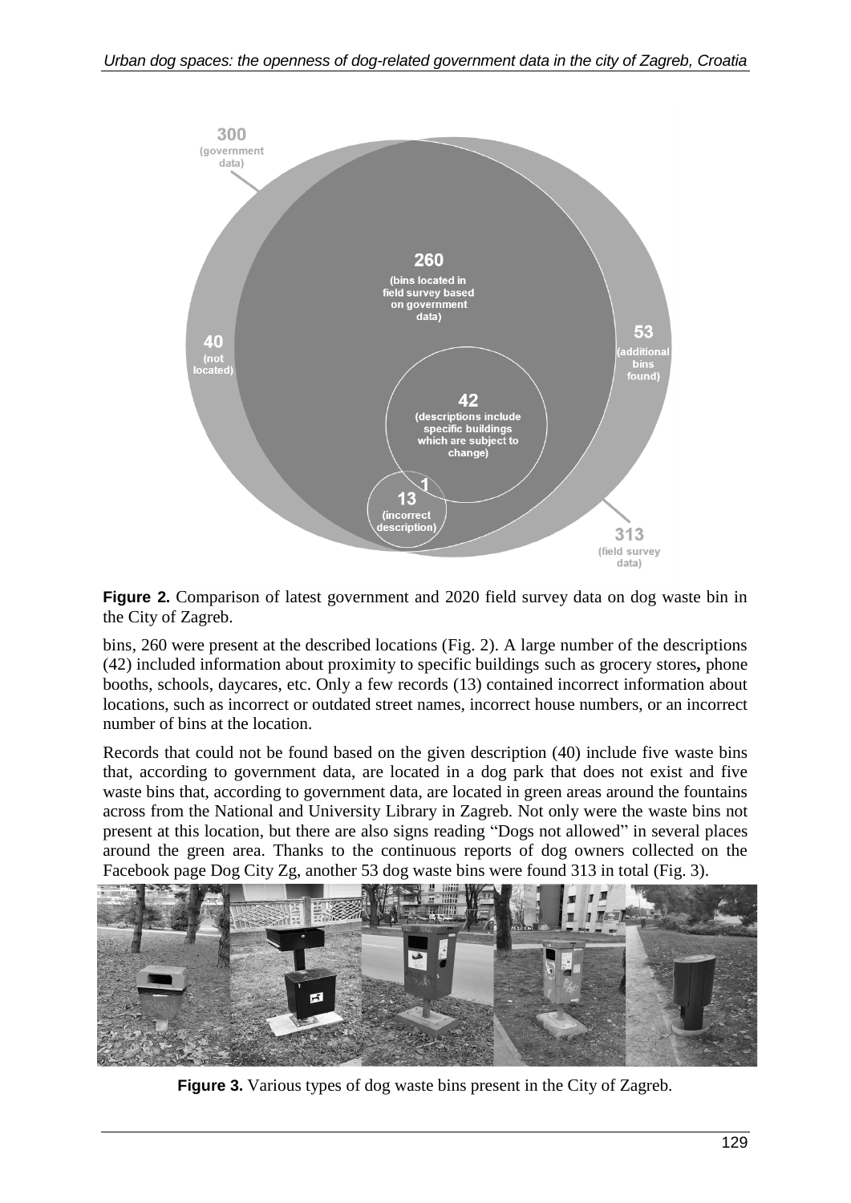**Figure 2.** Comparison of latest government and 2020 field survey data on dog waste bin in the City of Zagreb.

bins, 260 were present at the described locations (Fig. 2). A large number of the descriptions (42) included information about proximity to specific buildings such as grocery stores**,** phone booths, schools, daycares, etc. Only a few records (13) contained incorrect information about locations, such as incorrect or outdated street names, incorrect house numbers, or an incorrect number of bins at the location.

Records that could not be found based on the given description (40) include five waste bins that, according to government data, are located in a dog park that does not exist and five waste bins that, according to government data, are located in green areas around the fountains across from the National and University Library in Zagreb. Not only were the waste bins not present at this location, but there are also signs reading "Dogs not allowed" in several places around the green area. Thanks to the continuous reports of dog owners collected on the Facebook page Dog City Zg, another 53 dog waste bins were found 313 in total (Fig. 3).

**Figure 3.** Various types of dog waste bins present in the City of Zagreb.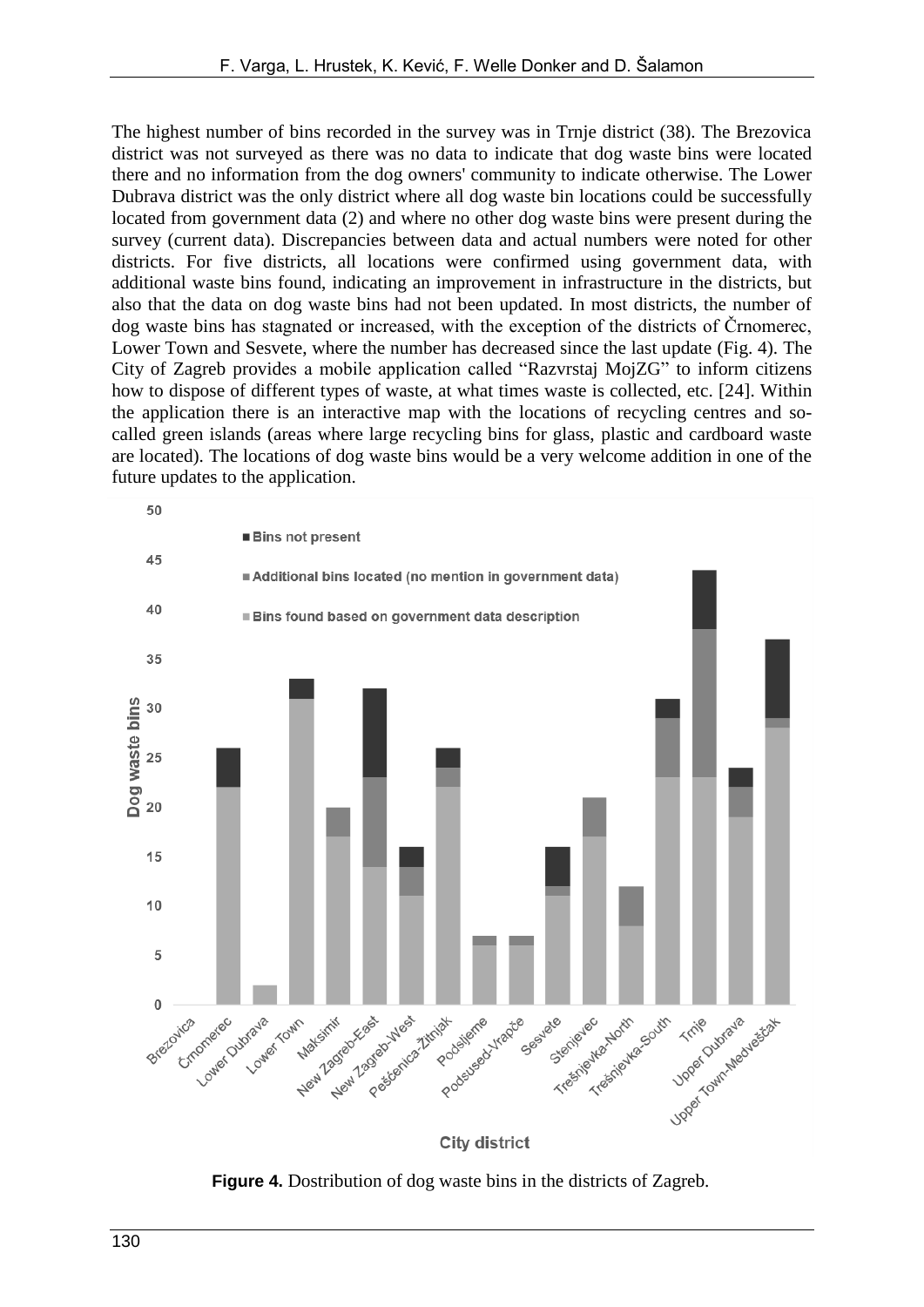The highest number of bins recorded in the survey was in Trnje district (38). The Brezovica district was not surveyed as there was no data to indicate that dog waste bins were located there and no information from the dog owners' community to indicate otherwise. The Lower Dubrava district was the only district where all dog waste bin locations could be successfully located from government data (2) and where no other dog waste bins were present during the survey (current data). Discrepancies between data and actual numbers were noted for other districts. For five districts, all locations were confirmed using government data, with additional waste bins found, indicating an improvement in infrastructure in the districts, but also that the data on dog waste bins had not been updated. In most districts, the number of dog waste bins has stagnated or increased, with the exception of the districts of Črnomerec, Lower Town and Sesvete, where the number has decreased since the last update (Fig. 4). The City of Zagreb provides a mobile application called "Razvrstaj MojZG" to inform citizens how to dispose of different types of waste, at what times waste is collected, etc. [24]. Within the application there is an interactive map with the locations of recycling centres and so-called green islands (areas where large recycling bins for glass, plastic and cardboard waste are located). The locations of dog waste bins would be a very welcome addition in one of the future updates to the application.

**Figure 4.** Dostribution of dog waste bins in the districts of Zagreb.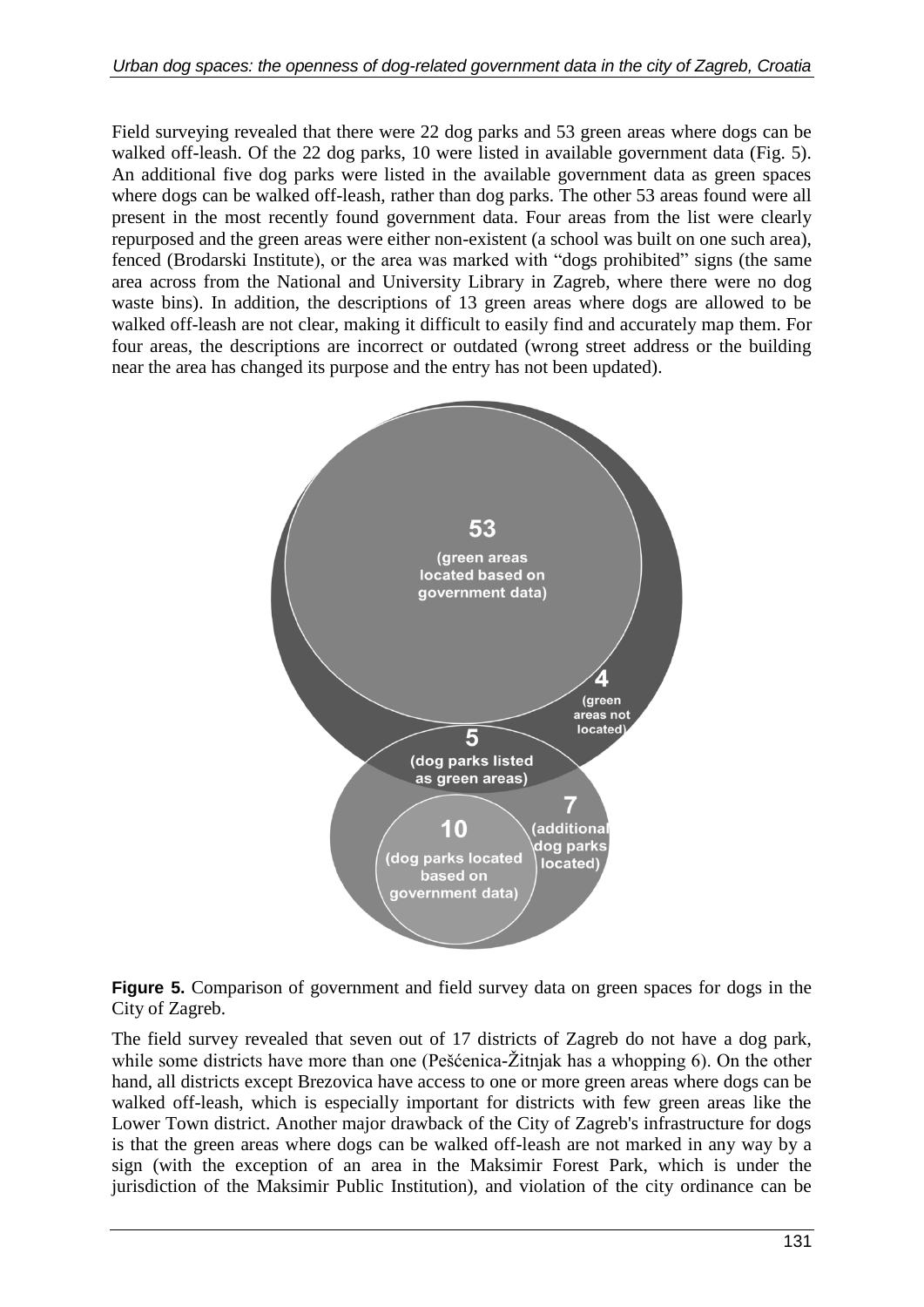Field surveying revealed that there were 22 dog parks and 53 green areas where dogs can be walked off-leash. Of the 22 dog parks, 10 were listed in available government data (Fig. 5). An additional five dog parks were listed in the available government data as green spaces where dogs can be walked off-leash, rather than dog parks. The other 53 areas found were all present in the most recently found government data. Four areas from the list were clearly repurposed and the green areas were either non-existent (a school was built on one such area), fenced (Brodarski Institute), or the area was marked with "dogs prohibited" signs (the same area across from the National and University Library in Zagreb, where there were no dog waste bins). In addition, the descriptions of 13 green areas where dogs are allowed to be walked off-leash are not clear, making it difficult to easily find and accurately map them. For four areas, the descriptions are incorrect or outdated (wrong street address or the building near the area has changed its purpose and the entry has not been updated).

53 (green areas located based on government data)

4 (green areas not located)

5 (dog parks listed as green areas)

7 (additional dog parks located)

10 (dog parks located based on government data)

**Figure 5.** Comparison of government and field survey data on green spaces for dogs in the City of Zagreb.

The field survey revealed that seven out of 17 districts of Zagreb do not have a dog park, while some districts have more than one (Pešćenica-Žitnjak has a whopping 6). On the other hand, all districts except Brezovica have access to one or more green areas where dogs can be walked off-leash, which is especially important for districts with few green areas like the Lower Town district. Another major drawback of the City of Zagreb's infrastructure for dogs is that the green areas where dogs can be walked off-leash are not marked in any way by a sign (with the exception of an area in the Maksimir Forest Park, which is under the jurisdiction of the Maksimir Public Institution), and violation of the city ordinance can be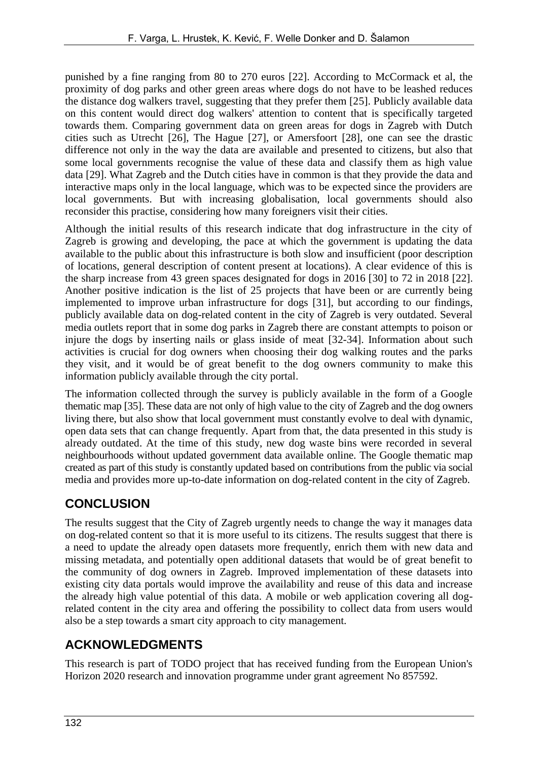punished by a fine ranging from 80 to 270 euros [22]. According to McCormack et al, the proximity of dog parks and other green areas where dogs do not have to be leashed reduces the distance dog walkers travel, suggesting that they prefer them [25]. Publicly available data on this content would direct dog walkers' attention to content that is specifically targeted towards them. Comparing government data on green areas for dogs in Zagreb with Dutch cities such as Utrecht [26], The Hague [27], or Amersfoort [28], one can see the drastic difference not only in the way the data are available and presented to citizens, but also that some local governments recognise the value of these data and classify them as high value data [29]. What Zagreb and the Dutch cities have in common is that they provide the data and interactive maps only in the local language, which was to be expected since the providers are local governments. But with increasing globalisation, local governments should also reconsider this practise, considering how many foreigners visit their cities.

Although the initial results of this research indicate that dog infrastructure in the city of Zagreb is growing and developing, the pace at which the government is updating the data available to the public about this infrastructure is both slow and insufficient (poor description of locations, general description of content present at locations). A clear evidence of this is the sharp increase from 43 green spaces designated for dogs in 2016 [30] to 72 in 2018 [22]. Another positive indication is the list of 25 projects that have been or are currently being implemented to improve urban infrastructure for dogs [31], but according to our findings, publicly available data on dog-related content in the city of Zagreb is very outdated. Several media outlets report that in some dog parks in Zagreb there are constant attempts to poison or injure the dogs by inserting nails or glass inside of meat [32-34]. Information about such activities is crucial for dog owners when choosing their dog walking routes and the parks they visit, and it would be of great benefit to the dog owners community to make this information publicly available through the city portal.

The information collected through the survey is publicly available in the form of a Google thematic map [35]. These data are not only of high value to the city of Zagreb and the dog owners living there, but also show that local government must constantly evolve to deal with dynamic, open data sets that can change frequently. Apart from that, the data presented in this study is already outdated. At the time of this study, new dog waste bins were recorded in several neighbourhoods without updated government data available online. The Google thematic map created as part of this study is constantly updated based on contributions from the public via social media and provides more up-to-date information on dog-related content in the city of Zagreb.

## CONCLUSION

The results suggest that the City of Zagreb urgently needs to change the way it manages data on dog-related content so that it is more useful to its citizens. The results suggest that there is a need to update the already open datasets more frequently, enrich them with new data and missing metadata, and potentially open additional datasets that would be of great benefit to the community of dog owners in Zagreb. Improved implementation of these datasets into existing city data portals would improve the availability and reuse of this data and increase the already high value potential of this data. A mobile or web application covering all dog-related content in the city area and offering the possibility to collect data from users would also be a step towards a smart city approach to city management.

## ACKNOWLEDGMENTS

This research is part of TODO project that has received funding from the European Union's Horizon 2020 research and innovation programme under grant agreement No 857592.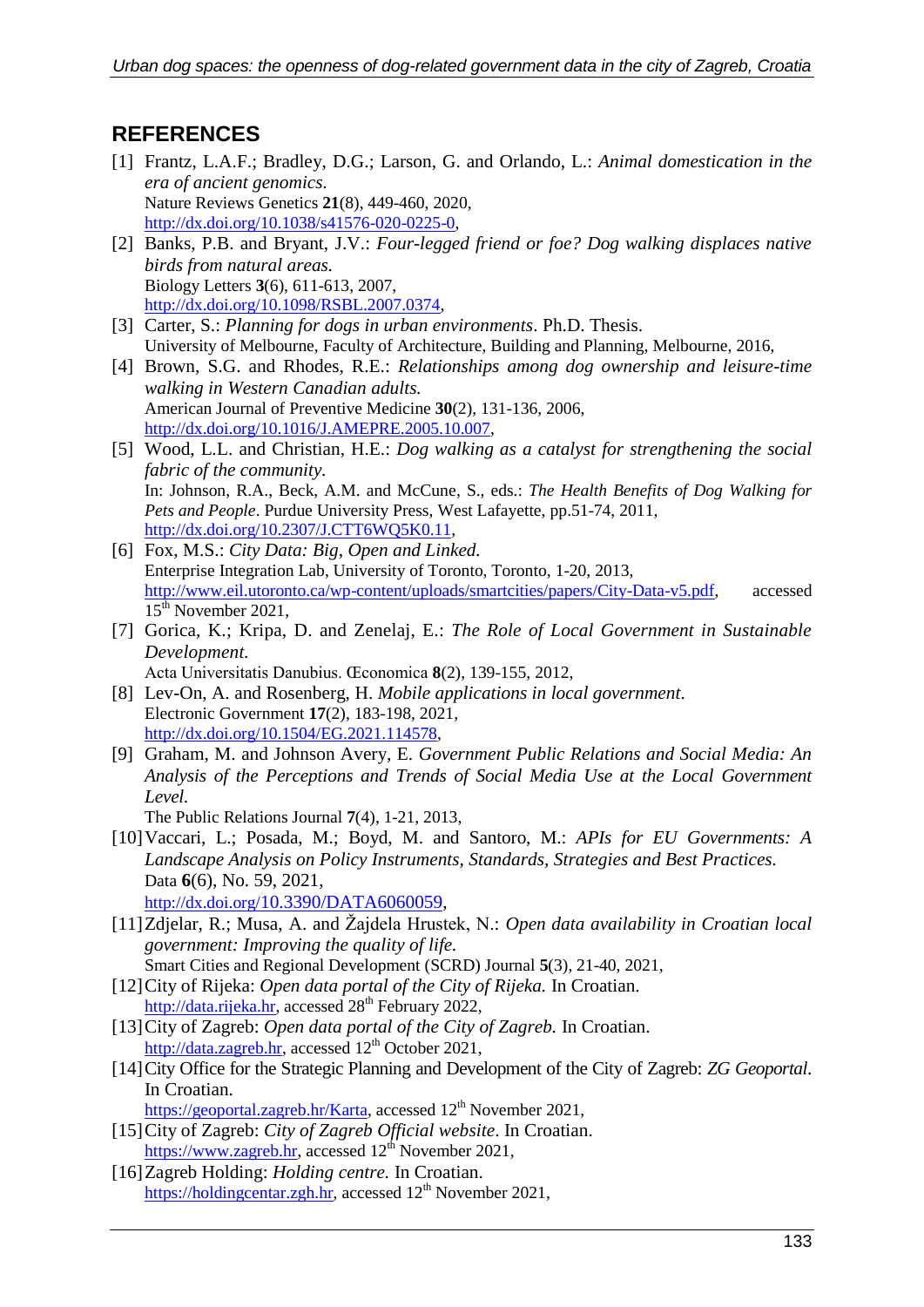## REFERENCES

[1] Frantz, L.A.F.; Bradley, D.G.; Larson, G. and Orlando, L.: *Animal domestication in the era of ancient genomics.*
Nature Reviews Genetics **21**(8), 449-460, 2020,
http://dx.doi.org/10.1038/s41576-020-0225-0,

[2] Banks, P.B. and Bryant, J.V.: *Four-legged friend or foe? Dog walking displaces native birds from natural areas.*
Biology Letters **3**(6), 611-613, 2007,
http://dx.doi.org/10.1098/RSBL.2007.0374,

[3] Carter, S.: *Planning for dogs in urban environments*. Ph.D. Thesis.
University of Melbourne, Faculty of Architecture, Building and Planning, Melbourne, 2016,

[4] Brown, S.G. and Rhodes, R.E.: *Relationships among dog ownership and leisure-time walking in Western Canadian adults.*
American Journal of Preventive Medicine **30**(2), 131-136, 2006,
http://dx.doi.org/10.1016/J.AMEPRE.2005.10.007,

[5] Wood, L.L. and Christian, H.E.: *Dog walking as a catalyst for strengthening the social fabric of the community.*
In: Johnson, R.A., Beck, A.M. and McCune, S., eds.: *The Health Benefits of Dog Walking for Pets and People*. Purdue University Press, West Lafayette, pp.51-74, 2011,
http://dx.doi.org/10.2307/J.CTT6WQ5K0.11,

[6] Fox, M.S.: *City Data: Big, Open and Linked.*
Enterprise Integration Lab, University of Toronto, Toronto, 1-20, 2013,
http://www.eil.utoronto.ca/wp-content/uploads/smartcities/papers/City-Data-v5.pdf, accessed 15th November 2021,

[7] Gorica, K.; Kripa, D. and Zenelaj, E.: *The Role of Local Government in Sustainable Development.*
Acta Universitatis Danubius. Œconomica **8**(2), 139-155, 2012,

[8] Lev-On, A. and Rosenberg, H. *Mobile applications in local government*.
Electronic Government **17**(2), 183-198, 2021,
http://dx.doi.org/10.1504/EG.2021.114578,

[9] Graham, M. and Johnson Avery, E. *Government Public Relations and Social Media: An Analysis of the Perceptions and Trends of Social Media Use at the Local Government Level.*
The Public Relations Journal **7**(4), 1-21, 2013,

[10] Vaccari, L.; Posada, M.; Boyd, M. and Santoro, M.: *APIs for EU Governments: A Landscape Analysis on Policy Instruments, Standards, Strategies and Best Practices.*
Data **6**(6), No. 59, 2021,
http://dx.doi.org/10.3390/DATA6060059,

[11] Zdjelar, R.; Musa, A. and Žajdela Hrustek, N.: *Open data availability in Croatian local government: Improving the quality of life.*
Smart Cities and Regional Development (SCRD) Journal **5**(3), 21-40, 2021,

[12] City of Rijeka: *Open data portal of the City of Rijeka.* In Croatian.
http://data.rijeka.hr, accessed 28th February 2022,

[13] City of Zagreb: *Open data portal of the City of Zagreb.* In Croatian.
http://data.zagreb.hr, accessed 12th October 2021,

[14] City Office for the Strategic Planning and Development of the City of Zagreb: *ZG Geoportal.* In Croatian.
https://geoportal.zagreb.hr/Karta, accessed 12th November 2021,

[15] City of Zagreb: *City of Zagreb Official website*. In Croatian.
https://www.zagreb.hr, accessed 12th November 2021,

[16] Zagreb Holding: *Holding centre.* In Croatian.
https://holdingcentar.zgh.hr, accessed 12th November 2021,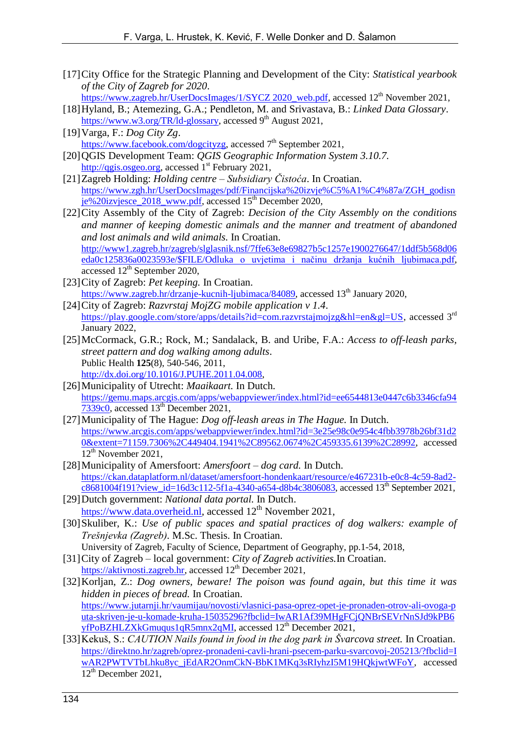[17] City Office for the Strategic Planning and Development of the City: *Statistical yearbook of the City of Zagreb for 2020*. https://www.zagreb.hr/UserDocsImages/1/SYCZ 2020_web.pdf, accessed 12th November 2021,

[18] Hyland, B.; Atemezing, G.A.; Pendleton, M. and Srivastava, B.: *Linked Data Glossary*. https://www.w3.org/TR/ld-glossary, accessed 9th August 2021,

[19] Varga, F.: *Dog City Zg*. https://www.facebook.com/dogcityzg, accessed 7th September 2021,

[20] QGIS Development Team: *QGIS Geographic Information System 3.10.7*. http://qgis.osgeo.org, accessed 1st February 2021,

[21] Zagreb Holding: *Holding centre – Subsidiary Čistoća*. In Croatian. https://www.zgh.hr/UserDocsImages/pdf/Financijska%20izvje%C5%A1%C4%87a/ZGH_godisnje%20izvjesce_2018_www.pdf, accessed 15th December 2020,

[22] City Assembly of the City of Zagreb: *Decision of the City Assembly on the conditions and manner of keeping domestic animals and the manner and treatment of abandoned and lost animals and wild animals.* In Croatian. http://www1.zagreb.hr/zagreb/slglasnik.nsf/7ffe63e8e69827b5c1257e1900276647/1ddf5b568d06eda0c125836a0023593e/$FILE/Odluka o uvjetima i načinu držanja kućnih ljubimaca.pdf, accessed 12th September 2020,

[23] City of Zagreb: *Pet keeping.* In Croatian. https://www.zagreb.hr/drzanje-kucnih-ljubimaca/84089, accessed 13th January 2020,

[24] City of Zagreb: *Razvrstaj MojZG mobile application v 1.4*. https://play.google.com/store/apps/details?id=com.razvrstajmojzg&hl=en&gl=US, accessed 3rd January 2022,

[25] McCormack, G.R.; Rock, M.; Sandalack, B. and Uribe, F.A.: *Access to off-leash parks, street pattern and dog walking among adults*. Public Health **125**(8), 540-546, 2011, http://dx.doi.org/10.1016/J.PUHE.2011.04.008,

[26] Municipality of Utrecht: *Maaikaart.* In Dutch. https://gemu.maps.arcgis.com/apps/webappviewer/index.html?id=ee6544813e0447c6b3346cfa947339c0, accessed 13th December 2021,

[27] Municipality of The Hague: *Dog off-leash areas in The Hague.* In Dutch. https://www.arcgis.com/apps/webappviewer/index.html?id=3e25e98c0e954c4fbb3978b26bf31d20&extent=71159.7306%2C449404.1941%2C89562.0674%2C459335.6139%2C28992, accessed 12th November 2021,

[28] Municipality of Amersfoort: *Amersfoort – dog card.* In Dutch. https://ckan.dataplatform.nl/dataset/amersfoort-hondenkaart/resource/e467231b-e0c8-4c59-8ad2-c8681004f191?view_id=16d3c112-5f1a-4340-a654-d8b4c3806083, accessed 13th September 2021,

[29] Dutch government: *National data portal.* In Dutch. https://www.data.overheid.nl, accessed 12th November 2021,

[30] Skuliber, K.: *Use of public spaces and spatial practices of dog walkers: example of Trešnjevka (Zagreb)*. M.Sc. Thesis. In Croatian. University of Zagreb, Faculty of Science, Department of Geography, pp.1-54, 2018,

[31] City of Zagreb – local government: *City of Zagreb activities.* In Croatian. https://aktivnosti.zagreb.hr, accessed 12th December 2021,

[32] Korljan, Z.: *Dog owners, beware! The poison was found again, but this time it was hidden in pieces of bread.* In Croatian. https://www.jutarnji.hr/vaumijau/novosti/vlasnici-pasa-oprez-opet-je-pronaden-otrov-ali-ovoga-puta-skriven-je-u-komade-kruha-15035296?fbclid=IwAR1Af39MHgFCjQNBrSEVrNnSJd9kPB6yfPoBZHLZXkGmuqus1qR5mnx2qMI, accessed 12th December 2021,

[33] Kekuš, S.: *CAUTION Nails found in food in the dog park in Švarcova street.* In Croatian. https://direktno.hr/zagreb/oprez-pronadeni-cavli-hrani-psecem-parku-svarcovoj-205213/?fbclid=IwAR2PWTVTbLhku8yc_jEdAR2OnmCkN-BbK1MKq3sRIyhzI5M19HQkjwtWFoY, accessed 12th December 2021,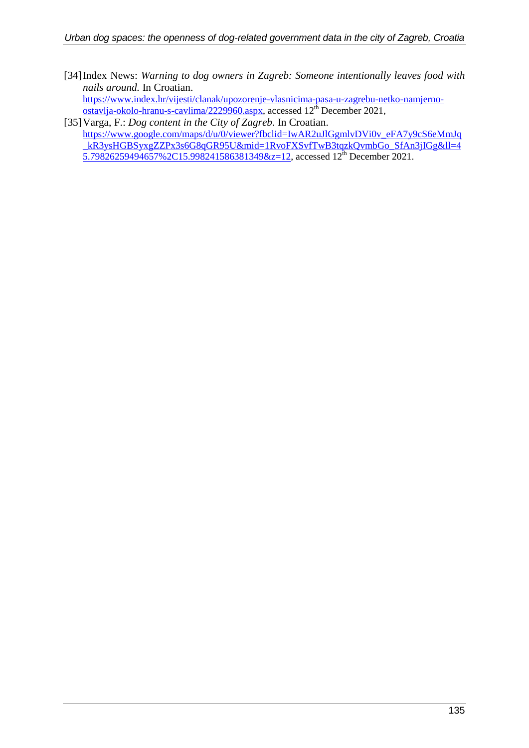[34] Index News: *Warning to dog owners in Zagreb: Someone intentionally leaves food with nails around.* In Croatian. https://www.index.hr/vijesti/clanak/upozorenje-vlasnicima-pasa-u-zagrebu-netko-namjerno-ostavlja-okolo-hranu-s-cavlima/2229960.aspx, accessed 12th December 2021,

[35] Varga, F.: *Dog content in the City of Zagreb.* In Croatian. https://www.google.com/maps/d/u/0/viewer?fbclid=IwAR2uJlGgmlvDVi0v_eFA7y9cS6eMmJq_kR3ysHGBSyxgZZPx3s6G8qGR95U&mid=1RvoFXSvfTwB3tqzkQvmbGo_SfAn3jIGg&ll=45.79826259494657%2C15.998241586381349&z=12, accessed 12th December 2021.